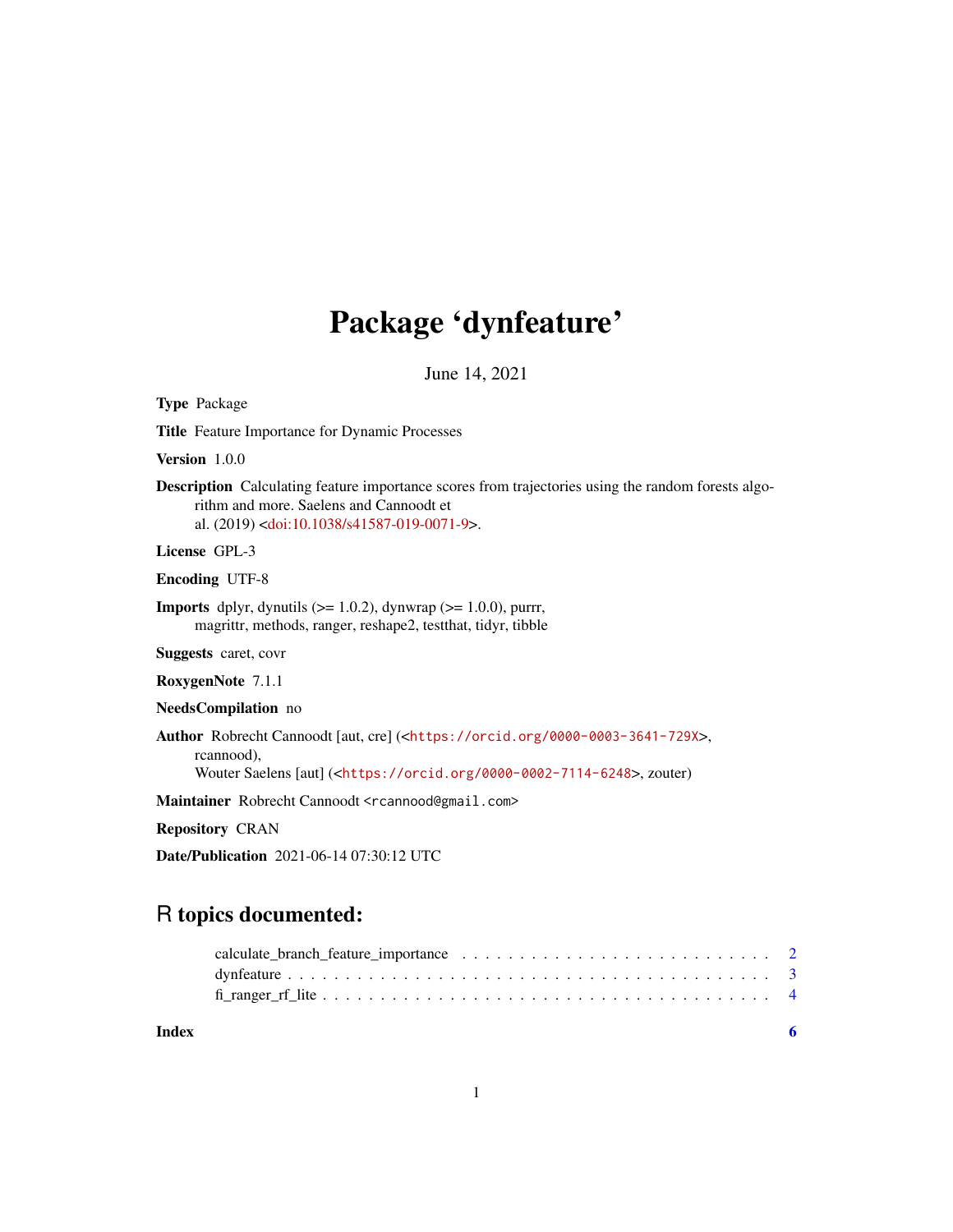# Package 'dynfeature'

June 14, 2021

**Type** Package

**Title** Feature Importance for Dynamic Processes

**Version** 1.0.0

**Description** Calculating feature importance scores from trajectories using the random forests algorithm and more. Saelens and Cannoodt et al. (2019) <doi:10.1038/s41587-019-0071-9>.

**License** GPL-3

**Encoding** UTF-8

**Imports** dplyr, dynutils (>= 1.0.2), dynwrap (>= 1.0.0), purrr, magrittr, methods, ranger, reshape2, testthat, tidyr, tibble

**Suggests** caret, covr

**RoxygenNote** 7.1.1

**NeedsCompilation** no

**Author** Robrecht Cannoodt [aut, cre] (<https://orcid.org/0000-0003-3641-729X>, rcannood), Wouter Saelens [aut] (<https://orcid.org/0000-0002-7114-6248>, zouter)

**Maintainer** Robrecht Cannoodt <rcannood@gmail.com>

**Repository** CRAN

**Date/Publication** 2021-06-14 07:30:12 UTC

## R topics documented:

calculate_branch_feature_importance . . . . . . . . . . . . . . . . . . . . . . . . . . 2
dynfeature . . . . . . . . . . . . . . . . . . . . . . . . . . . . . . . . . . . . . . 3
fi_ranger_rf_lite . . . . . . . . . . . . . . . . . . . . . . . . . . . . . . . . . . . 4

**Index** **6**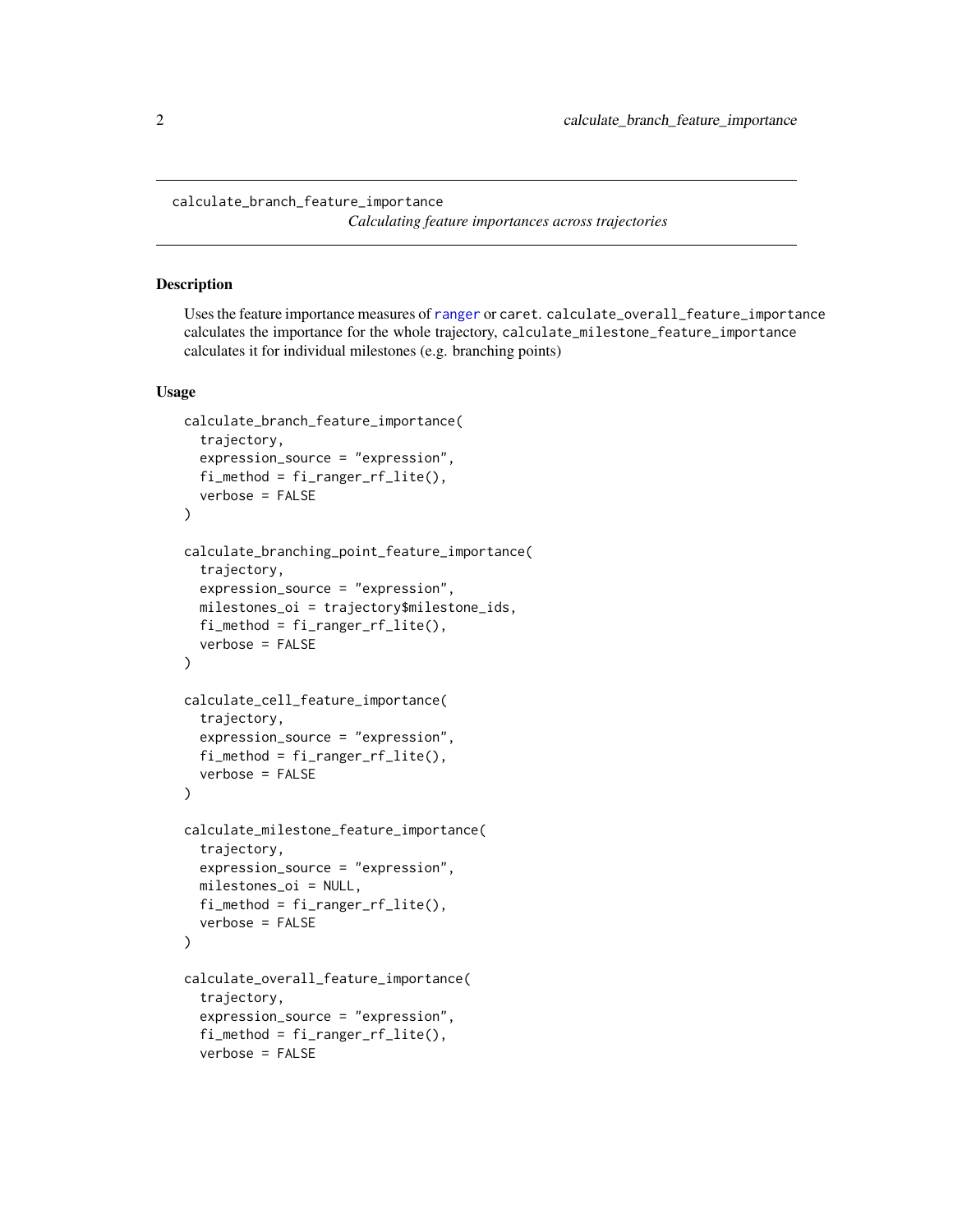calculate_branch_feature_importance

*Calculating feature importances across trajectories*

## Description

Uses the feature importance measures of ranger or caret. `calculate_overall_feature_importance` calculates the importance for the whole trajectory, `calculate_milestone_feature_importance` calculates it for individual milestones (e.g. branching points)

## Usage

```
calculate_branch_feature_importance(
  trajectory,
  expression_source = "expression",
  fi_method = fi_ranger_rf_lite(),
  verbose = FALSE
)

calculate_branching_point_feature_importance(
  trajectory,
  expression_source = "expression",
  milestones_oi = trajectory$milestone_ids,
  fi_method = fi_ranger_rf_lite(),
  verbose = FALSE
)

calculate_cell_feature_importance(
  trajectory,
  expression_source = "expression",
  fi_method = fi_ranger_rf_lite(),
  verbose = FALSE
)

calculate_milestone_feature_importance(
  trajectory,
  expression_source = "expression",
  milestones_oi = NULL,
  fi_method = fi_ranger_rf_lite(),
  verbose = FALSE
)

calculate_overall_feature_importance(
  trajectory,
  expression_source = "expression",
  fi_method = fi_ranger_rf_lite(),
  verbose = FALSE
```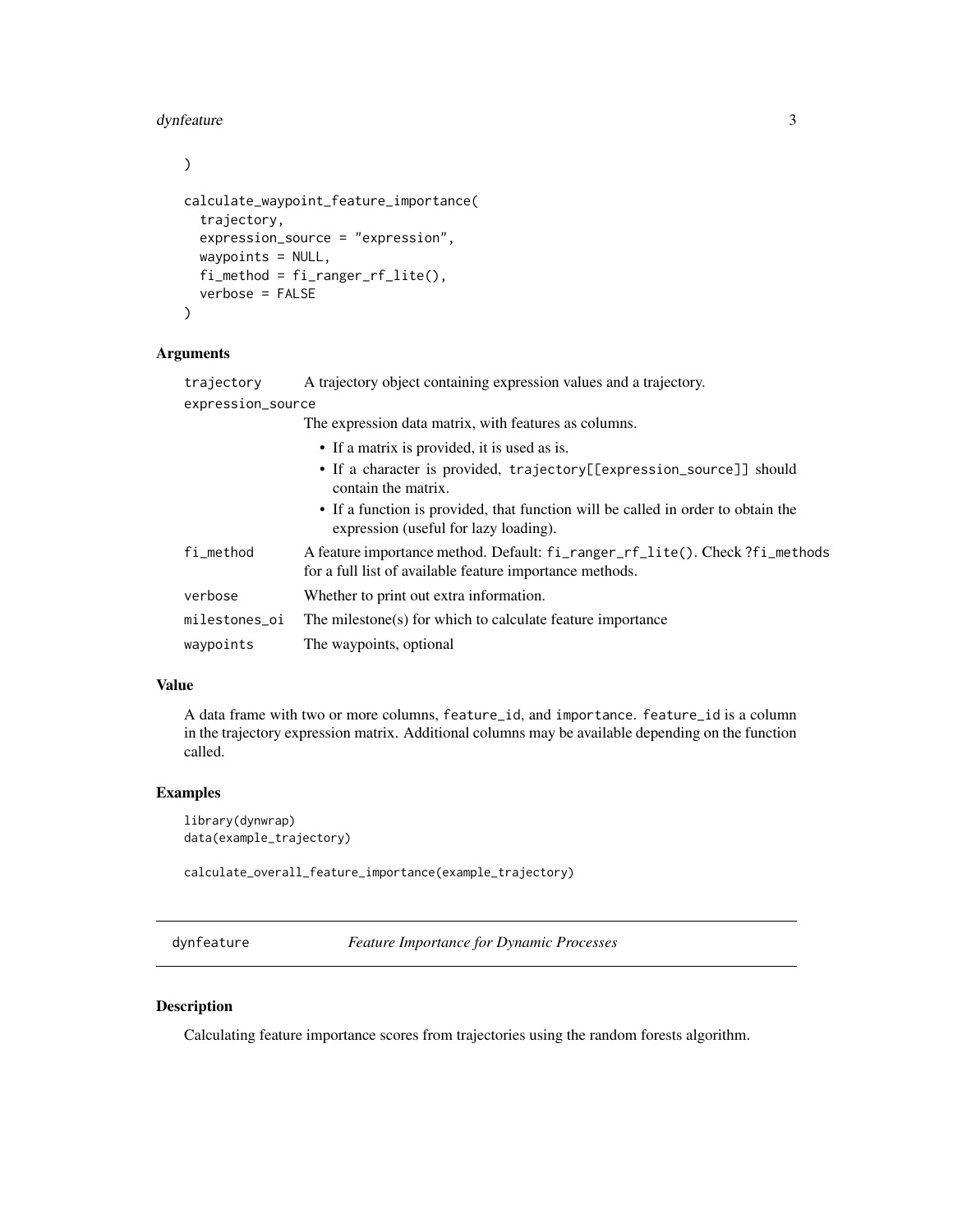```
)

calculate_waypoint_feature_importance(
  trajectory,
  expression_source = "expression",
  waypoints = NULL,
  fi_method = fi_ranger_rf_lite(),
  verbose = FALSE
)
```

### Arguments

| | |
|---|---|
| `trajectory` | A trajectory object containing expression values and a trajectory. |
| `expression_source` | The expression data matrix, with features as columns.<br>• If a matrix is provided, it is used as is.<br>• If a character is provided, `trajectory[[expression_source]]` should contain the matrix.<br>• If a function is provided, that function will be called in order to obtain the expression (useful for lazy loading). |
| `fi_method` | A feature importance method. Default: `fi_ranger_rf_lite()`. Check `?fi_methods` for a full list of available feature importance methods. |
| `verbose` | Whether to print out extra information. |
| `milestones_oi` | The milestone(s) for which to calculate feature importance |
| `waypoints` | The waypoints, optional |

### Value

A data frame with two or more columns, `feature_id`, and `importance`. `feature_id` is a column in the trajectory expression matrix. Additional columns may be available depending on the function called.

### Examples

```
library(dynwrap)
data(example_trajectory)

calculate_overall_feature_importance(example_trajectory)
```

## dynfeature — *Feature Importance for Dynamic Processes*

### Description

Calculating feature importance scores from trajectories using the random forests algorithm.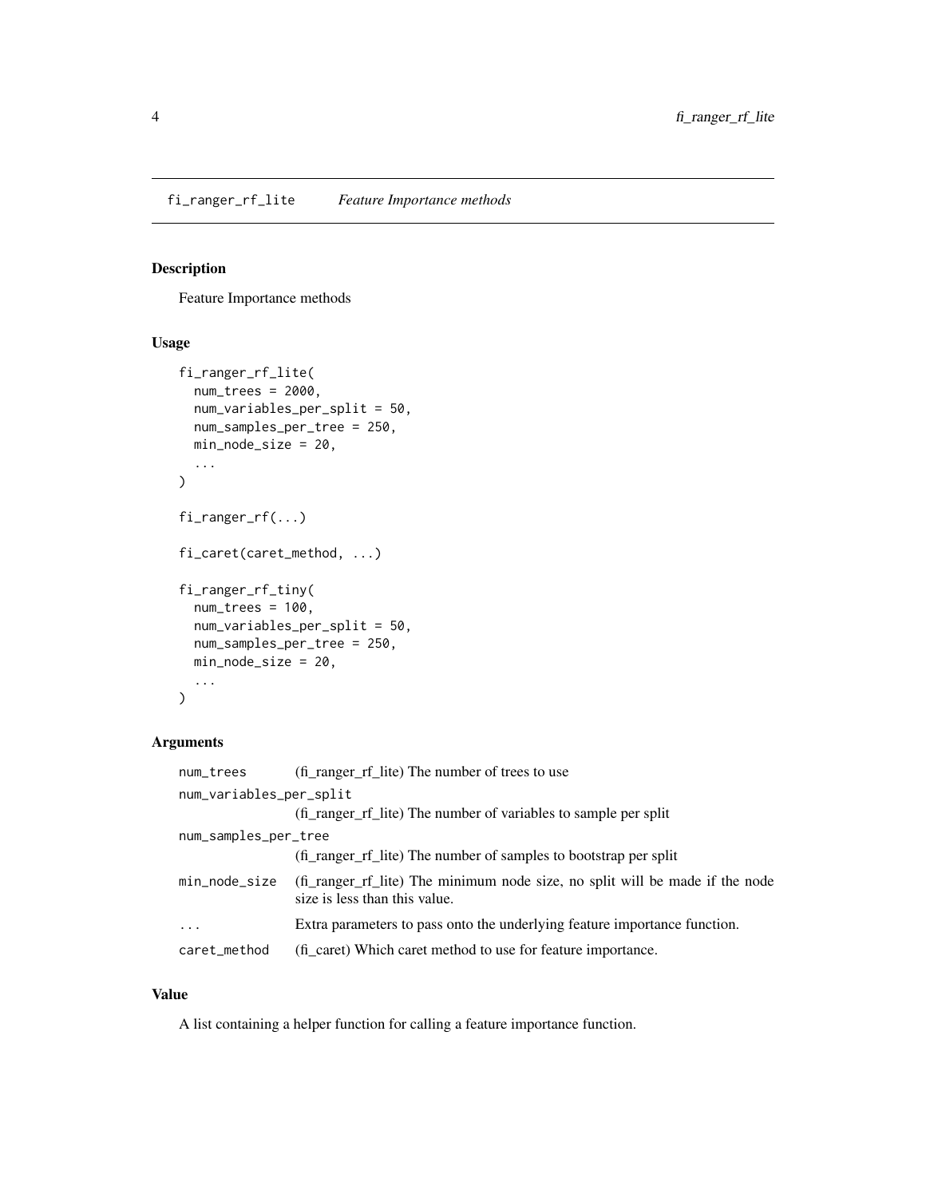## fi_ranger_rf_lite — *Feature Importance methods*

### Description

Feature Importance methods

### Usage

```
fi_ranger_rf_lite(
  num_trees = 2000,
  num_variables_per_split = 50,
  num_samples_per_tree = 250,
  min_node_size = 20,
  ...
)

fi_ranger_rf(...)

fi_caret(caret_method, ...)

fi_ranger_rf_tiny(
  num_trees = 100,
  num_variables_per_split = 50,
  num_samples_per_tree = 250,
  min_node_size = 20,
  ...
)
```

### Arguments

| | |
|---|---|
| `num_trees` | (fi_ranger_rf_lite) The number of trees to use |
| `num_variables_per_split` | (fi_ranger_rf_lite) The number of variables to sample per split |
| `num_samples_per_tree` | (fi_ranger_rf_lite) The number of samples to bootstrap per split |
| `min_node_size` | (fi_ranger_rf_lite) The minimum node size, no split will be made if the node size is less than this value. |
| `...` | Extra parameters to pass onto the underlying feature importance function. |
| `caret_method` | (fi_caret) Which caret method to use for feature importance. |

### Value

A list containing a helper function for calling a feature importance function.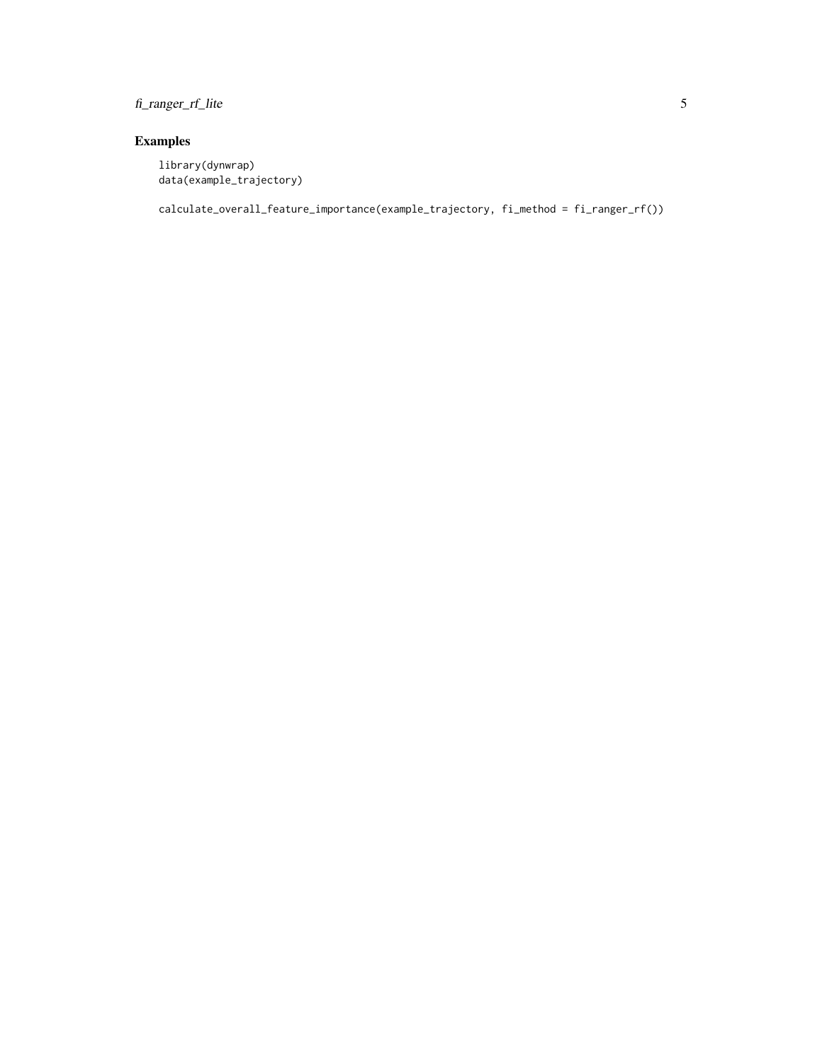## Examples

```
library(dynwrap)
data(example_trajectory)

calculate_overall_feature_importance(example_trajectory, fi_method = fi_ranger_rf())
```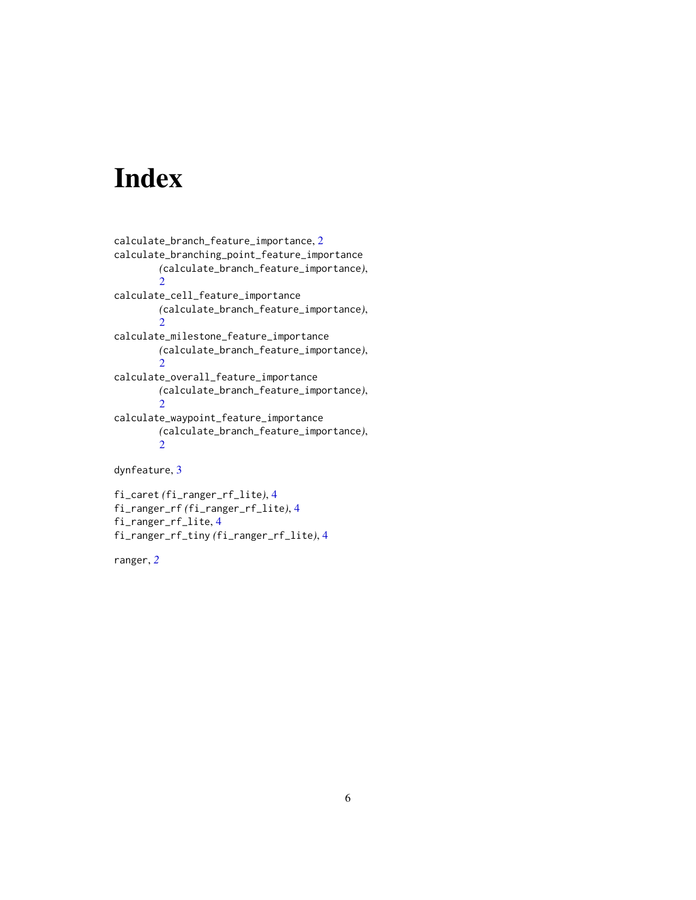# Index

calculate_branch_feature_importance, 2
calculate_branching_point_feature_importance (calculate_branch_feature_importance), 2
calculate_cell_feature_importance (calculate_branch_feature_importance), 2
calculate_milestone_feature_importance (calculate_branch_feature_importance), 2
calculate_overall_feature_importance (calculate_branch_feature_importance), 2
calculate_waypoint_feature_importance (calculate_branch_feature_importance), 2

dynfeature, 3

fi_caret (fi_ranger_rf_lite), 4
fi_ranger_rf (fi_ranger_rf_lite), 4
fi_ranger_rf_lite, 4
fi_ranger_rf_tiny (fi_ranger_rf_lite), 4

ranger, *2*